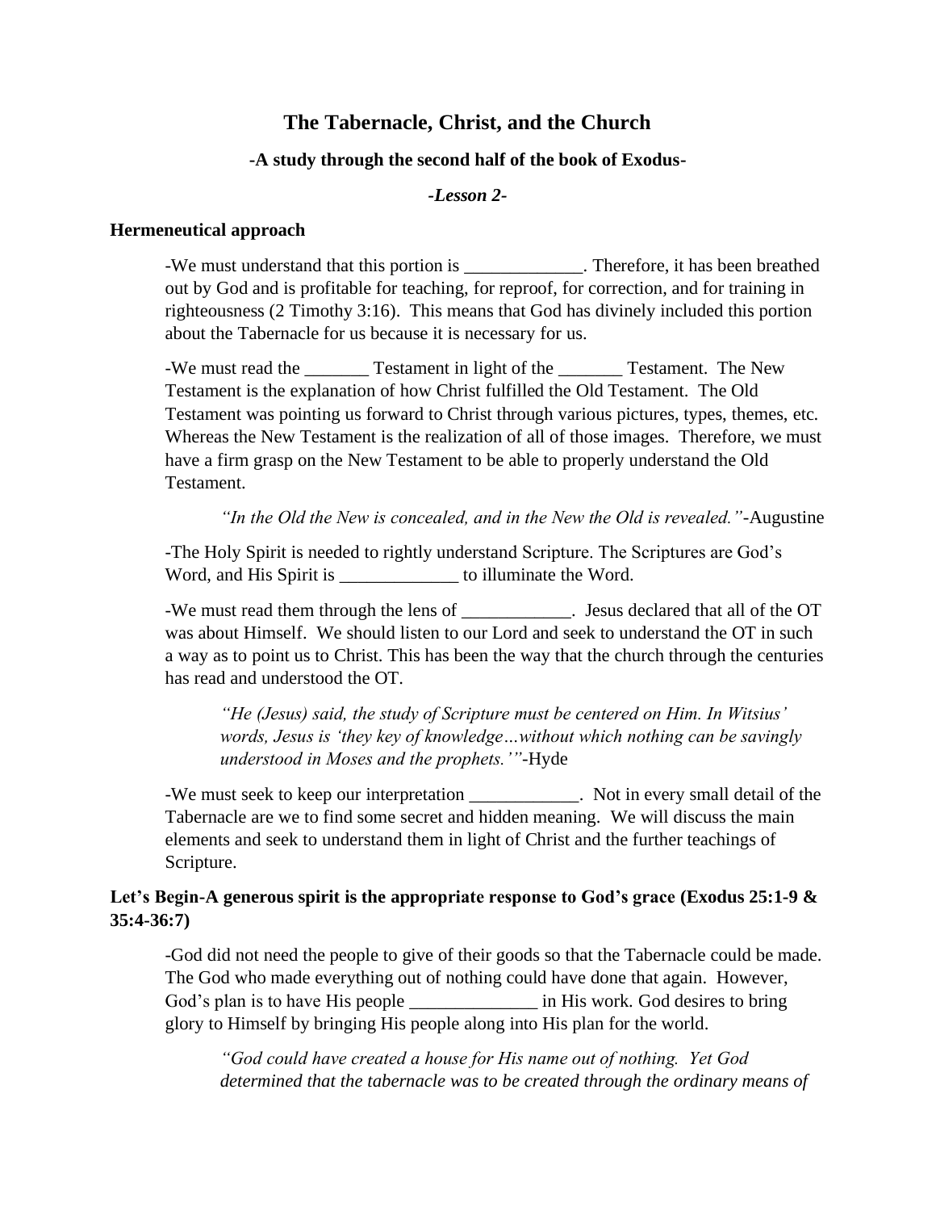# The Tabernacle, Christ, and the Church

### -A study through the second half of the book of Exodus-

### *-Lesson 2-*

## Hermeneutical approach

-We must understand that this portion is _____________. Therefore, it has been breathed out by God and is profitable for teaching, for reproof, for correction, and for training in righteousness (2 Timothy 3:16). This means that God has divinely included this portion about the Tabernacle for us because it is necessary for us.

-We must read the _______ Testament in light of the _______ Testament. The New Testament is the explanation of how Christ fulfilled the Old Testament. The Old Testament was pointing us forward to Christ through various pictures, types, themes, etc. Whereas the New Testament is the realization of all of those images. Therefore, we must have a firm grasp on the New Testament to be able to properly understand the Old Testament.

> *"In the Old the New is concealed, and in the New the Old is revealed."*-Augustine

-The Holy Spirit is needed to rightly understand Scripture. The Scriptures are God's Word, and His Spirit is _____________ to illuminate the Word.

-We must read them through the lens of ____________. Jesus declared that all of the OT was about Himself. We should listen to our Lord and seek to understand the OT in such a way as to point us to Christ. This has been the way that the church through the centuries has read and understood the OT.

> *"He (Jesus) said, the study of Scripture must be centered on Him. In Witsius' words, Jesus is 'they key of knowledge…without which nothing can be savingly understood in Moses and the prophets.'"*-Hyde

-We must seek to keep our interpretation ____________. Not in every small detail of the Tabernacle are we to find some secret and hidden meaning. We will discuss the main elements and seek to understand them in light of Christ and the further teachings of Scripture.

## Let's Begin-A generous spirit is the appropriate response to God's grace (Exodus 25:1-9 & 35:4-36:7)

-God did not need the people to give of their goods so that the Tabernacle could be made. The God who made everything out of nothing could have done that again. However, God's plan is to have His people ______________ in His work. God desires to bring glory to Himself by bringing His people along into His plan for the world.

> *"God could have created a house for His name out of nothing. Yet God determined that the tabernacle was to be created through the ordinary means of*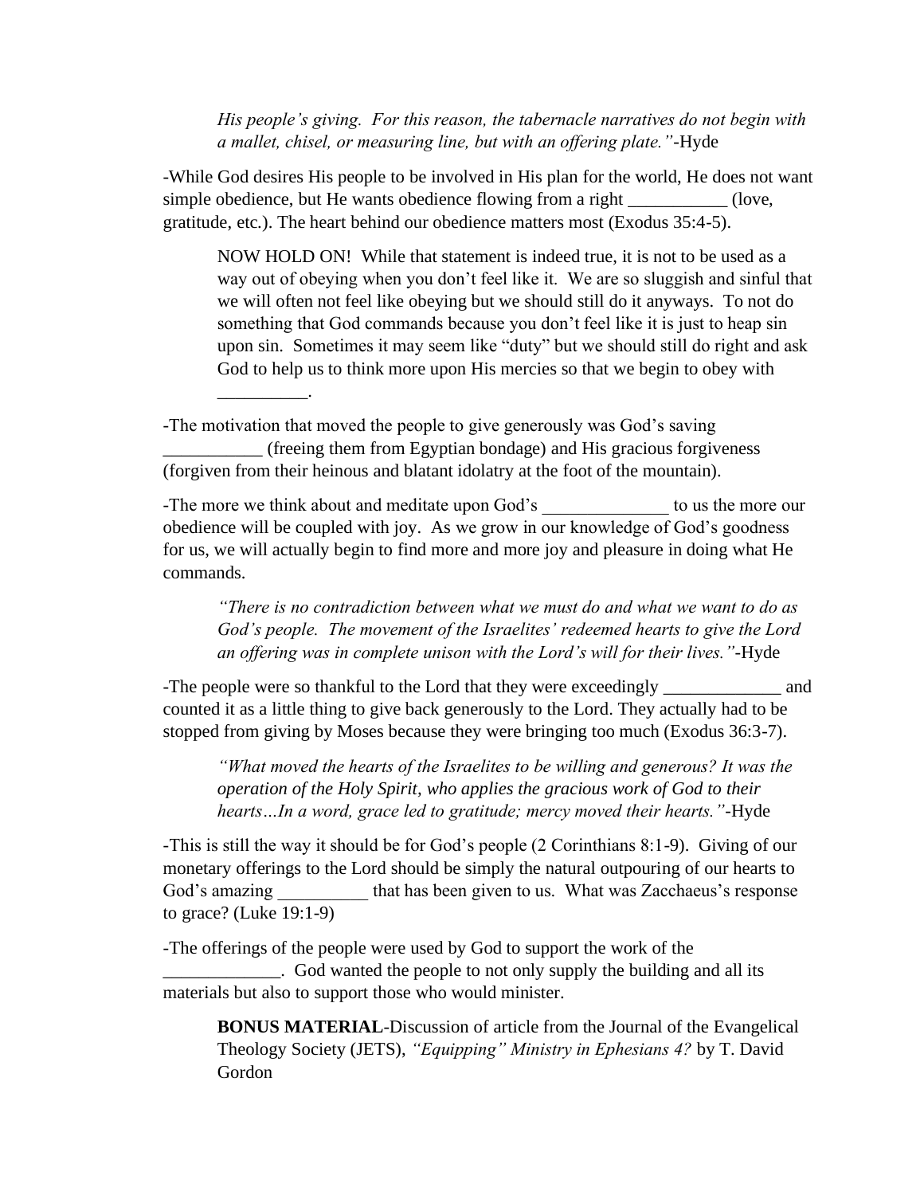*His people's giving. For this reason, the tabernacle narratives do not begin with a mallet, chisel, or measuring line, but with an offering plate."*-Hyde

-While God desires His people to be involved in His plan for the world, He does not want simple obedience, but He wants obedience flowing from a right ___________ (love, gratitude, etc.). The heart behind our obedience matters most (Exodus 35:4-5).

> NOW HOLD ON! While that statement is indeed true, it is not to be used as a way out of obeying when you don't feel like it. We are so sluggish and sinful that we will often not feel like obeying but we should still do it anyways. To not do something that God commands because you don't feel like it is just to heap sin upon sin. Sometimes it may seem like "duty" but we should still do right and ask God to help us to think more upon His mercies so that we begin to obey with __________.

-The motivation that moved the people to give generously was God's saving ___________ (freeing them from Egyptian bondage) and His gracious forgiveness (forgiven from their heinous and blatant idolatry at the foot of the mountain).

-The more we think about and meditate upon God's ______________ to us the more our obedience will be coupled with joy. As we grow in our knowledge of God's goodness for us, we will actually begin to find more and more joy and pleasure in doing what He commands.

> *"There is no contradiction between what we must do and what we want to do as God's people. The movement of the Israelites' redeemed hearts to give the Lord an offering was in complete unison with the Lord's will for their lives."*-Hyde

-The people were so thankful to the Lord that they were exceedingly _____________ and counted it as a little thing to give back generously to the Lord. They actually had to be stopped from giving by Moses because they were bringing too much (Exodus 36:3-7).

> *"What moved the hearts of the Israelites to be willing and generous? It was the operation of the Holy Spirit, who applies the gracious work of God to their hearts…In a word, grace led to gratitude; mercy moved their hearts."*-Hyde

-This is still the way it should be for God's people (2 Corinthians 8:1-9). Giving of our monetary offerings to the Lord should be simply the natural outpouring of our hearts to God's amazing __________ that has been given to us. What was Zacchaeus's response to grace? (Luke 19:1-9)

-The offerings of the people were used by God to support the work of the _____________. God wanted the people to not only supply the building and all its materials but also to support those who would minister.

> **BONUS MATERIAL**-Discussion of article from the Journal of the Evangelical Theology Society (JETS), *"Equipping" Ministry in Ephesians 4?* by T. David Gordon